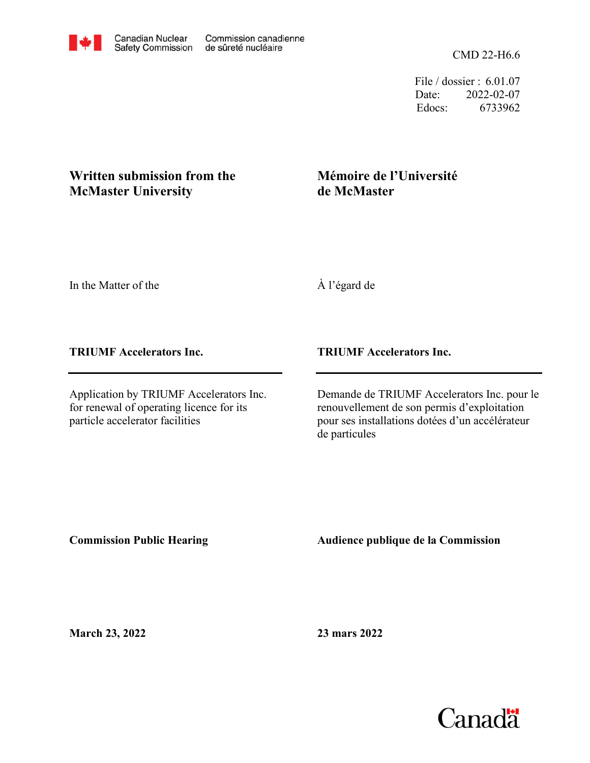Canadian Nuclear Safety Commission | Commission canadienne de sûreté nucléaire

CMD 22-H6.6

File / dossier : 6.01.07
Date: 2022-02-07
Edocs: 6733962

**Written submission from the McMaster University**

**Mémoire de l'Université de McMaster**

In the Matter of the

À l'égard de

**TRIUMF Accelerators Inc.**

**TRIUMF Accelerators Inc.**

Application by TRIUMF Accelerators Inc. for renewal of operating licence for its particle accelerator facilities

Demande de TRIUMF Accelerators Inc. pour le renouvellement de son permis d'exploitation pour ses installations dotées d'un accélérateur de particules

**Commission Public Hearing**

**Audience publique de la Commission**

**March 23, 2022**

**23 mars 2022**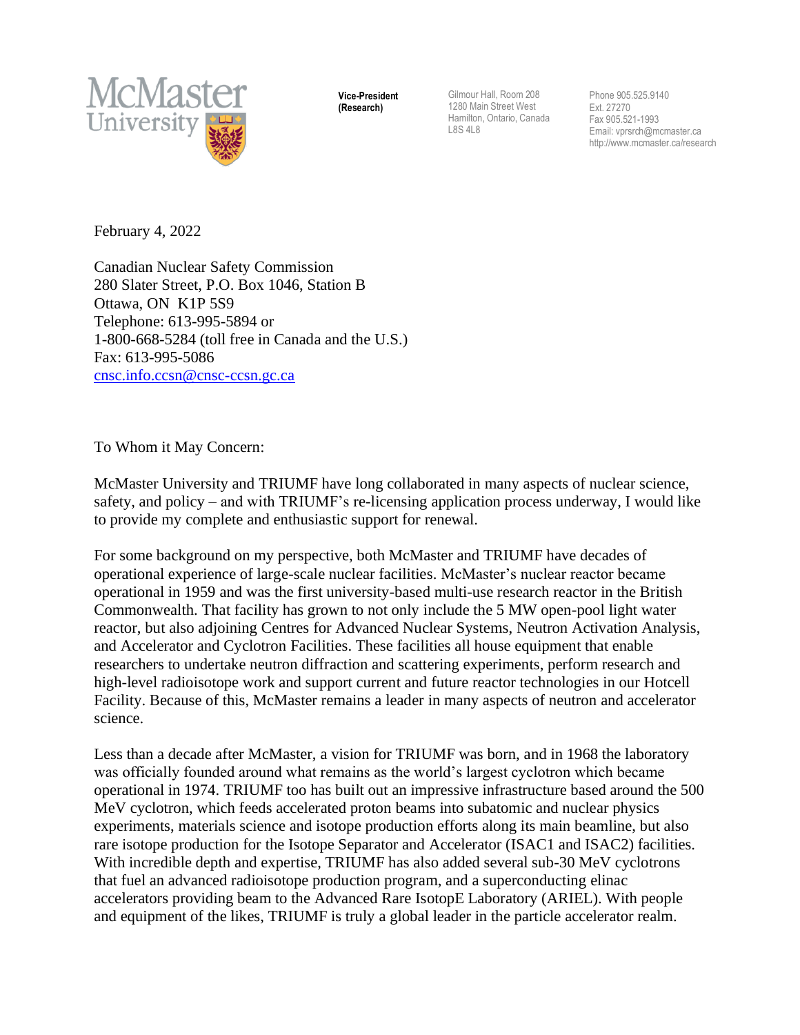**McMaster University**

**Vice-President (Research)**

Gilmour Hall, Room 208
1280 Main Street West
Hamilton, Ontario, Canada
L8S 4L8

Phone 905.525.9140
Ext. 27270
Fax 905.521-1993
Email: vprsrch@mcmaster.ca
http://www.mcmaster.ca/research

February 4, 2022

Canadian Nuclear Safety Commission
280 Slater Street, P.O. Box 1046, Station B
Ottawa, ON K1P 5S9
Telephone: 613-995-5894 or
1-800-668-5284 (toll free in Canada and the U.S.)
Fax: 613-995-5086
[cnsc.info.ccsn@cnsc-ccsn.gc.ca](mailto:cnsc.info.ccsn@cnsc-ccsn.gc.ca)

To Whom it May Concern:

McMaster University and TRIUMF have long collaborated in many aspects of nuclear science, safety, and policy – and with TRIUMF's re-licensing application process underway, I would like to provide my complete and enthusiastic support for renewal.

For some background on my perspective, both McMaster and TRIUMF have decades of operational experience of large-scale nuclear facilities. McMaster's nuclear reactor became operational in 1959 and was the first university-based multi-use research reactor in the British Commonwealth. That facility has grown to not only include the 5 MW open-pool light water reactor, but also adjoining Centres for Advanced Nuclear Systems, Neutron Activation Analysis, and Accelerator and Cyclotron Facilities. These facilities all house equipment that enable researchers to undertake neutron diffraction and scattering experiments, perform research and high-level radioisotope work and support current and future reactor technologies in our Hotcell Facility. Because of this, McMaster remains a leader in many aspects of neutron and accelerator science.

Less than a decade after McMaster, a vision for TRIUMF was born, and in 1968 the laboratory was officially founded around what remains as the world's largest cyclotron which became operational in 1974. TRIUMF too has built out an impressive infrastructure based around the 500 MeV cyclotron, which feeds accelerated proton beams into subatomic and nuclear physics experiments, materials science and isotope production efforts along its main beamline, but also rare isotope production for the Isotope Separator and Accelerator (ISAC1 and ISAC2) facilities. With incredible depth and expertise, TRIUMF has also added several sub-30 MeV cyclotrons that fuel an advanced radioisotope production program, and a superconducting elinac accelerators providing beam to the Advanced Rare IsotopE Laboratory (ARIEL). With people and equipment of the likes, TRIUMF is truly a global leader in the particle accelerator realm.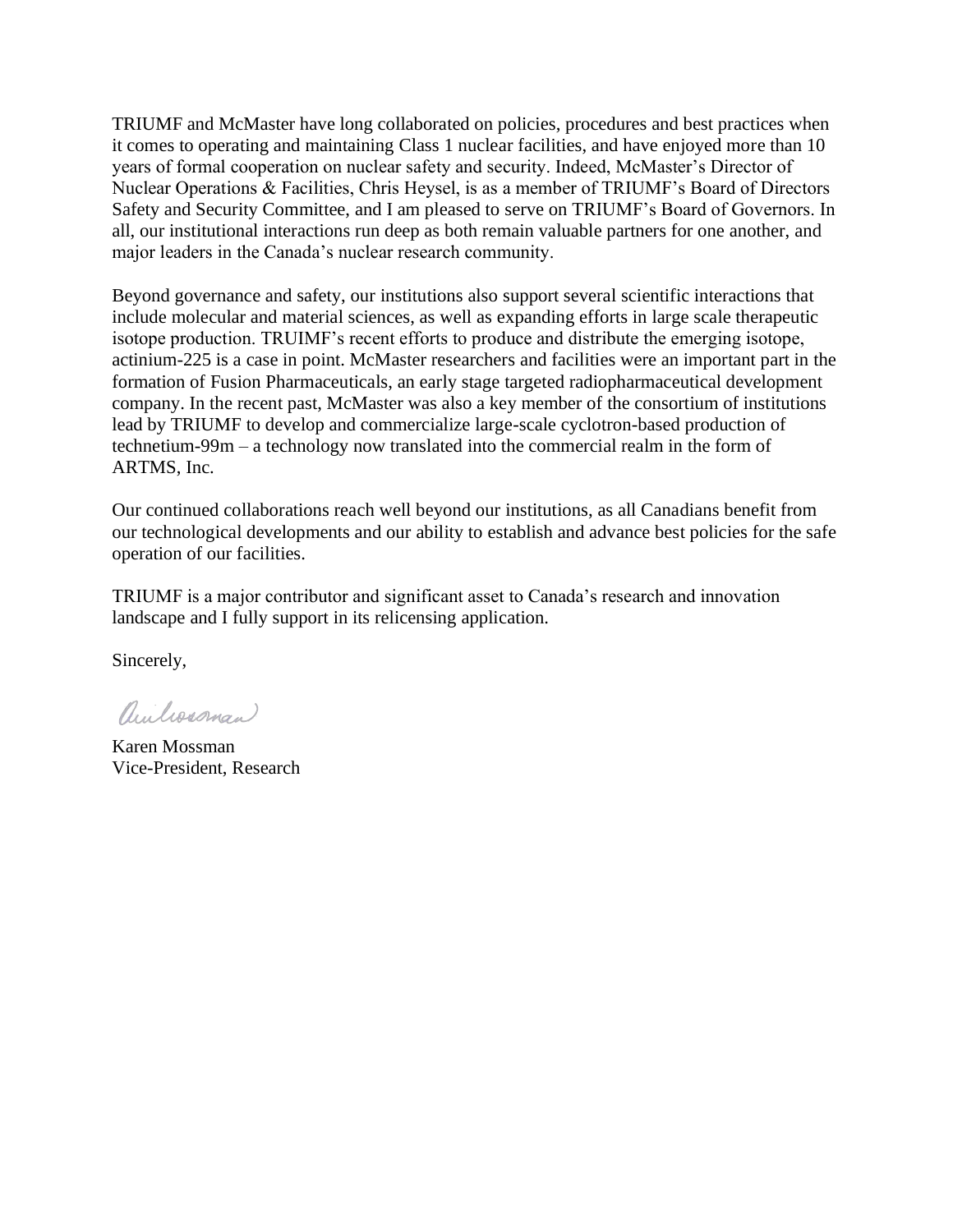TRIUMF and McMaster have long collaborated on policies, procedures and best practices when it comes to operating and maintaining Class 1 nuclear facilities, and have enjoyed more than 10 years of formal cooperation on nuclear safety and security. Indeed, McMaster's Director of Nuclear Operations & Facilities, Chris Heysel, is as a member of TRIUMF's Board of Directors Safety and Security Committee, and I am pleased to serve on TRIUMF's Board of Governors. In all, our institutional interactions run deep as both remain valuable partners for one another, and major leaders in the Canada's nuclear research community.

Beyond governance and safety, our institutions also support several scientific interactions that include molecular and material sciences, as well as expanding efforts in large scale therapeutic isotope production. TRUIMF's recent efforts to produce and distribute the emerging isotope, actinium-225 is a case in point. McMaster researchers and facilities were an important part in the formation of Fusion Pharmaceuticals, an early stage targeted radiopharmaceutical development company. In the recent past, McMaster was also a key member of the consortium of institutions lead by TRIUMF to develop and commercialize large-scale cyclotron-based production of technetium-99m – a technology now translated into the commercial realm in the form of ARTMS, Inc.

Our continued collaborations reach well beyond our institutions, as all Canadians benefit from our technological developments and our ability to establish and advance best policies for the safe operation of our facilities.

TRIUMF is a major contributor and significant asset to Canada's research and innovation landscape and I fully support in its relicensing application.

Sincerely,

Karen Mossman
Vice-President, Research